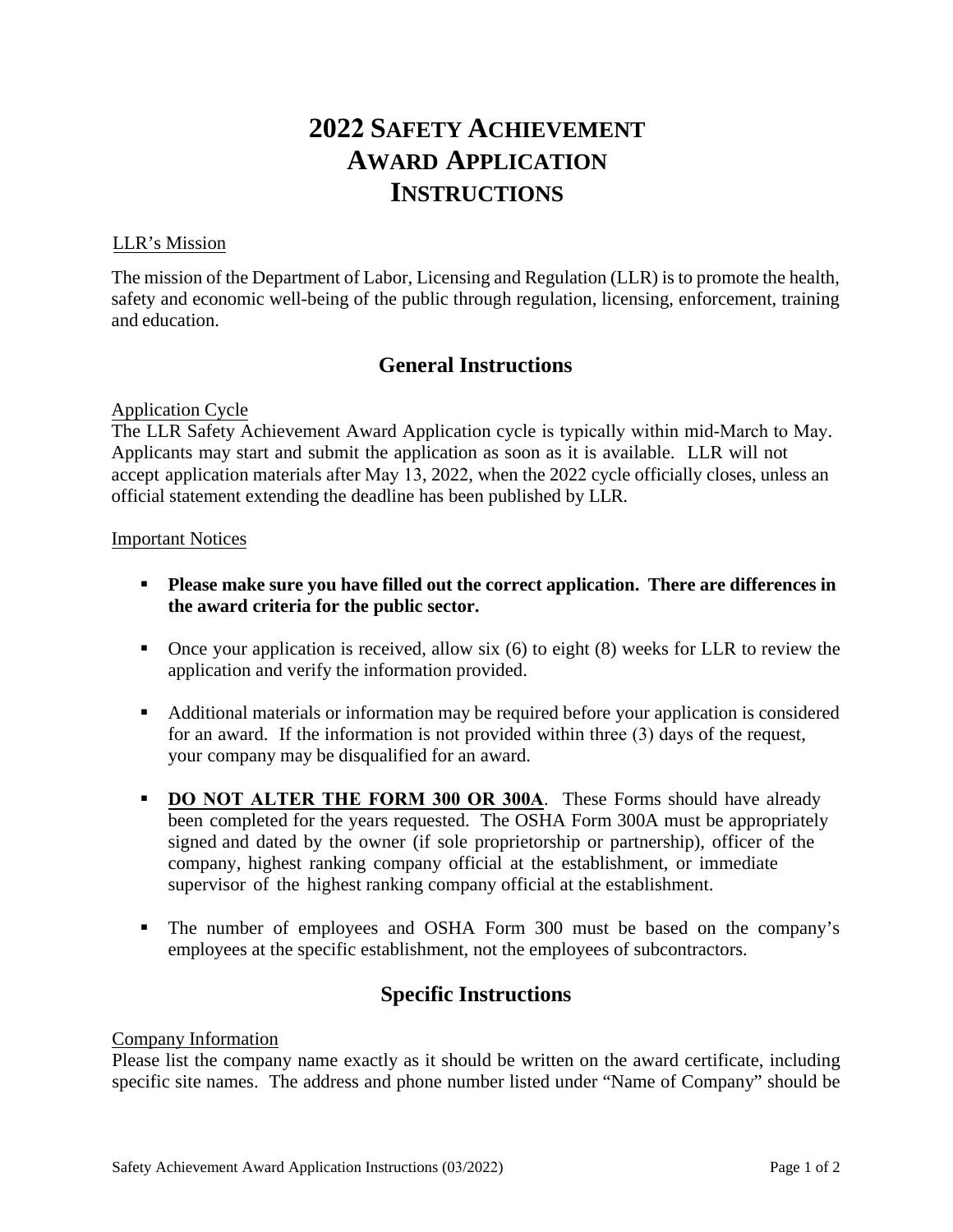# 2022 Safety Achievement Award Application Instructions

LLR's Mission

The mission of the Department of Labor, Licensing and Regulation (LLR) is to promote the health, safety and economic well-being of the public through regulation, licensing, enforcement, training and education.

## General Instructions

Application Cycle

The LLR Safety Achievement Award Application cycle is typically within mid-March to May. Applicants may start and submit the application as soon as it is available. LLR will not accept application materials after May 13, 2022, when the 2022 cycle officially closes, unless an official statement extending the deadline has been published by LLR.

Important Notices

- **Please make sure you have filled out the correct application. There are differences in the award criteria for the public sector.**
- Once your application is received, allow six (6) to eight (8) weeks for LLR to review the application and verify the information provided.
- Additional materials or information may be required before your application is considered for an award. If the information is not provided within three (3) days of the request, your company may be disqualified for an award.
- **DO NOT ALTER THE FORM 300 OR 300A**. These Forms should have already been completed for the years requested. The OSHA Form 300A must be appropriately signed and dated by the owner (if sole proprietorship or partnership), officer of the company, highest ranking company official at the establishment, or immediate supervisor of the highest ranking company official at the establishment.
- The number of employees and OSHA Form 300 must be based on the company's employees at the specific establishment, not the employees of subcontractors.

## Specific Instructions

Company Information

Please list the company name exactly as it should be written on the award certificate, including specific site names. The address and phone number listed under "Name of Company" should be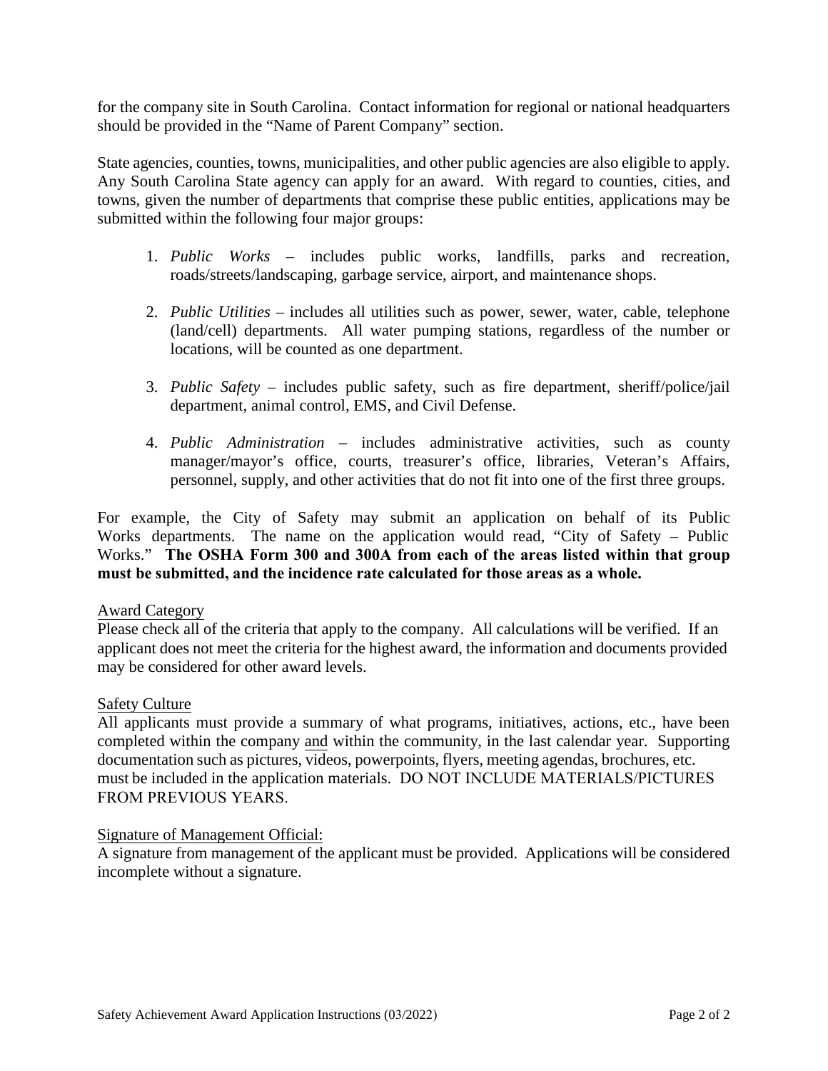for the company site in South Carolina. Contact information for regional or national headquarters should be provided in the "Name of Parent Company" section.

State agencies, counties, towns, municipalities, and other public agencies are also eligible to apply. Any South Carolina State agency can apply for an award. With regard to counties, cities, and towns, given the number of departments that comprise these public entities, applications may be submitted within the following four major groups:

1. *Public Works* – includes public works, landfills, parks and recreation, roads/streets/landscaping, garbage service, airport, and maintenance shops.

2. *Public Utilities* – includes all utilities such as power, sewer, water, cable, telephone (land/cell) departments. All water pumping stations, regardless of the number or locations, will be counted as one department.

3. *Public Safety* – includes public safety, such as fire department, sheriff/police/jail department, animal control, EMS, and Civil Defense.

4. *Public Administration* – includes administrative activities, such as county manager/mayor's office, courts, treasurer's office, libraries, Veteran's Affairs, personnel, supply, and other activities that do not fit into one of the first three groups.

For example, the City of Safety may submit an application on behalf of its Public Works departments. The name on the application would read, "City of Safety – Public Works." **The OSHA Form 300 and 300A from each of the areas listed within that group must be submitted, and the incidence rate calculated for those areas as a whole.**

Award Category

Please check all of the criteria that apply to the company. All calculations will be verified. If an applicant does not meet the criteria for the highest award, the information and documents provided may be considered for other award levels.

Safety Culture

All applicants must provide a summary of what programs, initiatives, actions, etc., have been completed within the company and within the community, in the last calendar year. Supporting documentation such as pictures, videos, powerpoints, flyers, meeting agendas, brochures, etc. must be included in the application materials. DO NOT INCLUDE MATERIALS/PICTURES FROM PREVIOUS YEARS.

Signature of Management Official:

A signature from management of the applicant must be provided. Applications will be considered incomplete without a signature.